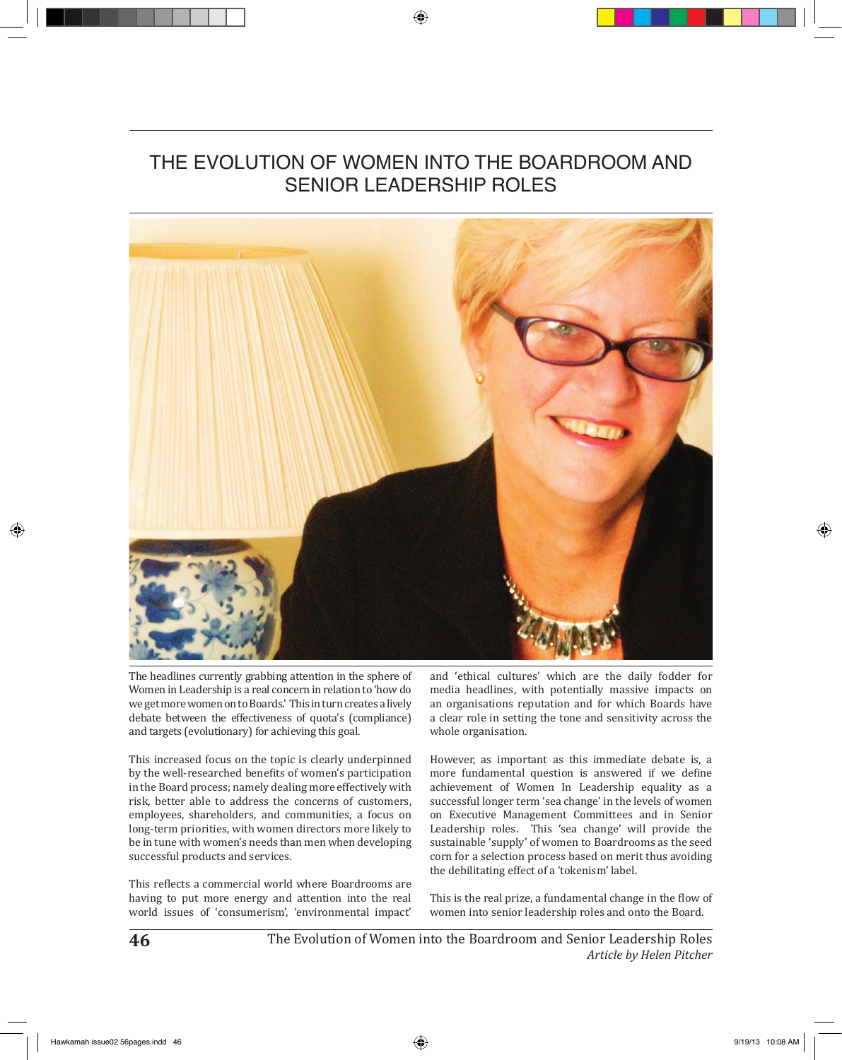# THE EVOLUTION OF WOMEN INTO THE BOARDROOM AND SENIOR LEADERSHIP ROLES

The headlines currently grabbing attention in the sphere of Women in Leadership is a real concern in relation to 'how do we get more women on to Boards.' This in turn creates a lively debate between the effectiveness of quota's (compliance) and targets (evolutionary) for achieving this goal.

This increased focus on the topic is clearly underpinned by the well-researched benefits of women's participation in the Board process; namely dealing more effectively with risk, better able to address the concerns of customers, employees, shareholders, and communities, a focus on long-term priorities, with women directors more likely to be in tune with women's needs than men when developing successful products and services.

This reflects a commercial world where Boardrooms are having to put more energy and attention into the real world issues of 'consumerism', 'environmental impact' and 'ethical cultures' which are the daily fodder for media headlines, with potentially massive impacts on an organisations reputation and for which Boards have a clear role in setting the tone and sensitivity across the whole organisation.

However, as important as this immediate debate is, a more fundamental question is answered if we define achievement of Women In Leadership equality as a successful longer term 'sea change' in the levels of women on Executive Management Committees and in Senior Leadership roles. This 'sea change' will provide the sustainable 'supply' of women to Boardrooms as the seed corn for a selection process based on merit thus avoiding the debilitating effect of a 'tokenism' label.

This is the real prize, a fundamental change in the flow of women into senior leadership roles and onto the Board.

*Article by Helen Pitcher*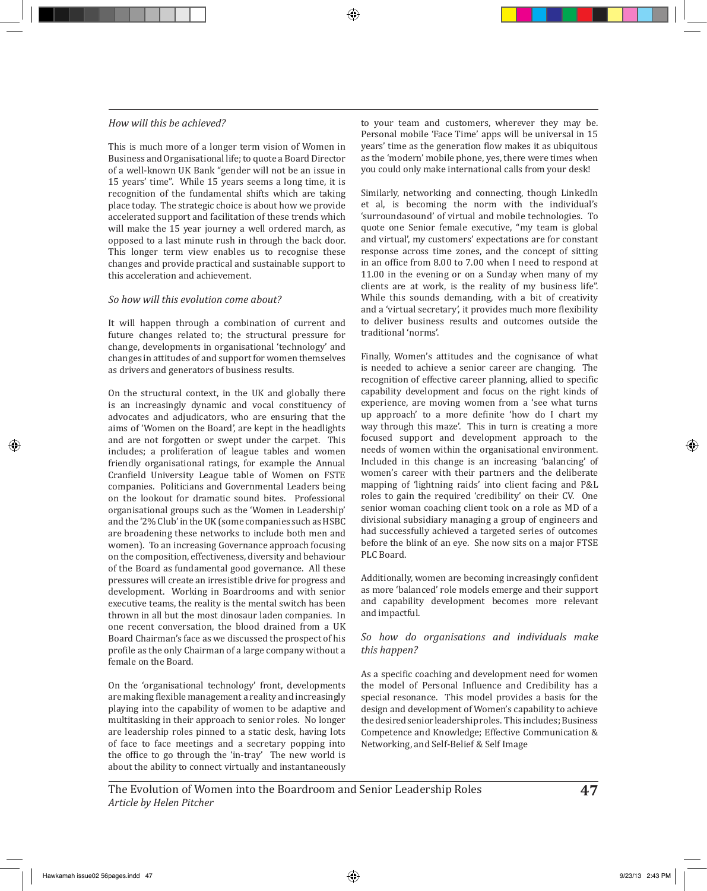*How will this be achieved?*

This is much more of a longer term vision of Women in Business and Organisational life; to quote a Board Director of a well-known UK Bank "gender will not be an issue in 15 years' time". While 15 years seems a long time, it is recognition of the fundamental shifts which are taking place today. The strategic choice is about how we provide accelerated support and facilitation of these trends which will make the 15 year journey a well ordered march, as opposed to a last minute rush in through the back door. This longer term view enables us to recognise these changes and provide practical and sustainable support to this acceleration and achievement.

*So how will this evolution come about?*

It will happen through a combination of current and future changes related to; the structural pressure for change, developments in organisational 'technology' and changes in attitudes of and support for women themselves as drivers and generators of business results.

On the structural context, in the UK and globally there is an increasingly dynamic and vocal constituency of advocates and adjudicators, who are ensuring that the aims of 'Women on the Board', are kept in the headlights and are not forgotten or swept under the carpet. This includes; a proliferation of league tables and women friendly organisational ratings, for example the Annual Cranfield University League table of Women on FSTE companies. Politicians and Governmental Leaders being on the lookout for dramatic sound bites. Professional organisational groups such as the 'Women in Leadership' and the '2% Club' in the UK (some companies such as HSBC are broadening these networks to include both men and women). To an increasing Governance approach focusing on the composition, effectiveness, diversity and behaviour of the Board as fundamental good governance. All these pressures will create an irresistible drive for progress and development. Working in Boardrooms and with senior executive teams, the reality is the mental switch has been thrown in all but the most dinosaur laden companies. In one recent conversation, the blood drained from a UK Board Chairman's face as we discussed the prospect of his profile as the only Chairman of a large company without a female on the Board.

On the 'organisational technology' front, developments are making flexible management a reality and increasingly playing into the capability of women to be adaptive and multitasking in their approach to senior roles. No longer are leadership roles pinned to a static desk, having lots of face to face meetings and a secretary popping into the office to go through the 'in-tray' The new world is about the ability to connect virtually and instantaneously to your team and customers, wherever they may be. Personal mobile 'Face Time' apps will be universal in 15 years' time as the generation flow makes it as ubiquitous as the 'modern' mobile phone, yes, there were times when you could only make international calls from your desk!

Similarly, networking and connecting, though LinkedIn et al, is becoming the norm with the individual's 'surroundasound' of virtual and mobile technologies. To quote one Senior female executive, "my team is global and virtual', my customers' expectations are for constant response across time zones, and the concept of sitting in an office from 8.00 to 7.00 when I need to respond at 11.00 in the evening or on a Sunday when many of my clients are at work, is the reality of my business life". While this sounds demanding, with a bit of creativity and a 'virtual secretary', it provides much more flexibility to deliver business results and outcomes outside the traditional 'norms'.

Finally, Women's attitudes and the cognisance of what is needed to achieve a senior career are changing. The recognition of effective career planning, allied to specific capability development and focus on the right kinds of experience, are moving women from a 'see what turns up approach' to a more definite 'how do I chart my way through this maze'. This in turn is creating a more focused support and development approach to the needs of women within the organisational environment. Included in this change is an increasing 'balancing' of women's career with their partners and the deliberate mapping of 'lightning raids' into client facing and P&L roles to gain the required 'credibility' on their CV. One senior woman coaching client took on a role as MD of a divisional subsidiary managing a group of engineers and had successfully achieved a targeted series of outcomes before the blink of an eye. She now sits on a major FTSE PLC Board.

Additionally, women are becoming increasingly confident as more 'balanced' role models emerge and their support and capability development becomes more relevant and impactful.

*So how do organisations and individuals make this happen?*

As a specific coaching and development need for women the model of Personal Influence and Credibility has a special resonance. This model provides a basis for the design and development of Women's capability to achieve the desired senior leadership roles. This includes; Business Competence and Knowledge; Effective Communication & Networking, and Self-Belief & Self Image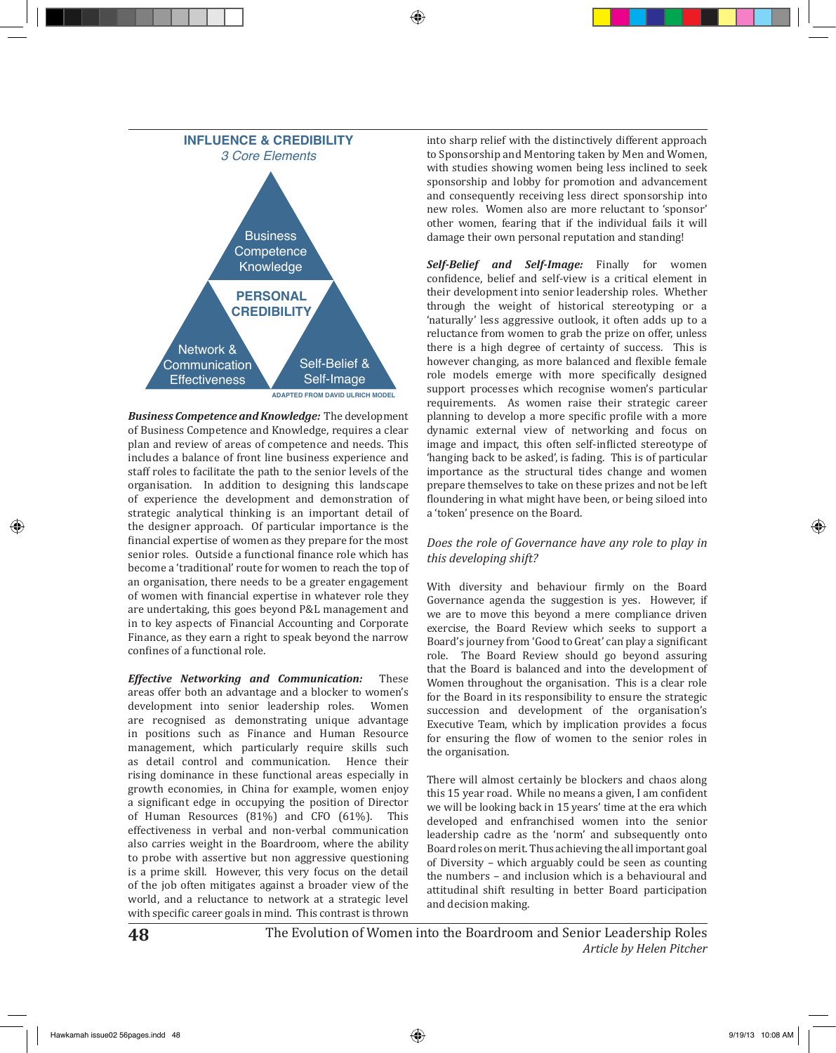**INFLUENCE & CREDIBILITY**

*3 Core Elements*

Business Competence Knowledge

PERSONAL CREDIBILITY

Network & Communication Effectiveness

Self-Belief & Self-Image

ADAPTED FROM DAVID ULRICH MODEL

***Business Competence and Knowledge:*** The development of Business Competence and Knowledge, requires a clear plan and review of areas of competence and needs. This includes a balance of front line business experience and staff roles to facilitate the path to the senior levels of the organisation. In addition to designing this landscape of experience the development and demonstration of strategic analytical thinking is an important detail of the designer approach. Of particular importance is the financial expertise of women as they prepare for the most senior roles. Outside a functional finance role which has become a 'traditional' route for women to reach the top of an organisation, there needs to be a greater engagement of women with financial expertise in whatever role they are undertaking, this goes beyond P&L management and in to key aspects of Financial Accounting and Corporate Finance, as they earn a right to speak beyond the narrow confines of a functional role.

***Effective Networking and Communication:*** These areas offer both an advantage and a blocker to women's development into senior leadership roles. Women are recognised as demonstrating unique advantage in positions such as Finance and Human Resource management, which particularly require skills such as detail control and communication. Hence their rising dominance in these functional areas especially in growth economies, in China for example, women enjoy a significant edge in occupying the position of Director of Human Resources (81%) and CFO (61%). This effectiveness in verbal and non-verbal communication also carries weight in the Boardroom, where the ability to probe with assertive but non aggressive questioning is a prime skill. However, this very focus on the detail of the job often mitigates against a broader view of the world, and a reluctance to network at a strategic level with specific career goals in mind. This contrast is thrown into sharp relief with the distinctively different approach to Sponsorship and Mentoring taken by Men and Women, with studies showing women being less inclined to seek sponsorship and lobby for promotion and advancement and consequently receiving less direct sponsorship into new roles. Women also are more reluctant to 'sponsor' other women, fearing that if the individual fails it will damage their own personal reputation and standing!

***Self-Belief and Self-Image:*** Finally for women confidence, belief and self-view is a critical element in their development into senior leadership roles. Whether through the weight of historical stereotyping or a 'naturally' less aggressive outlook, it often adds up to a reluctance from women to grab the prize on offer, unless there is a high degree of certainty of success. This is however changing, as more balanced and flexible female role models emerge with more specifically designed support processes which recognise women's particular requirements. As women raise their strategic career planning to develop a more specific profile with a more dynamic external view of networking and focus on image and impact, this often self-inflicted stereotype of 'hanging back to be asked', is fading. This is of particular importance as the structural tides change and women prepare themselves to take on these prizes and not be left floundering in what might have been, or being siloed into a 'token' presence on the Board.

*Does the role of Governance have any role to play in this developing shift?*

With diversity and behaviour firmly on the Board Governance agenda the suggestion is yes. However, if we are to move this beyond a mere compliance driven exercise, the Board Review which seeks to support a Board's journey from 'Good to Great' can play a significant role. The Board Review should go beyond assuring that the Board is balanced and into the development of Women throughout the organisation. This is a clear role for the Board in its responsibility to ensure the strategic succession and development of the organisation's Executive Team, which by implication provides a focus for ensuring the flow of women to the senior roles in the organisation.

There will almost certainly be blockers and chaos along this 15 year road. While no means a given, I am confident we will be looking back in 15 years' time at the era which developed and enfranchised women into the senior leadership cadre as the 'norm' and subsequently onto Board roles on merit. Thus achieving the all important goal of Diversity – which arguably could be seen as counting the numbers – and inclusion which is a behavioural and attitudinal shift resulting in better Board participation and decision making.